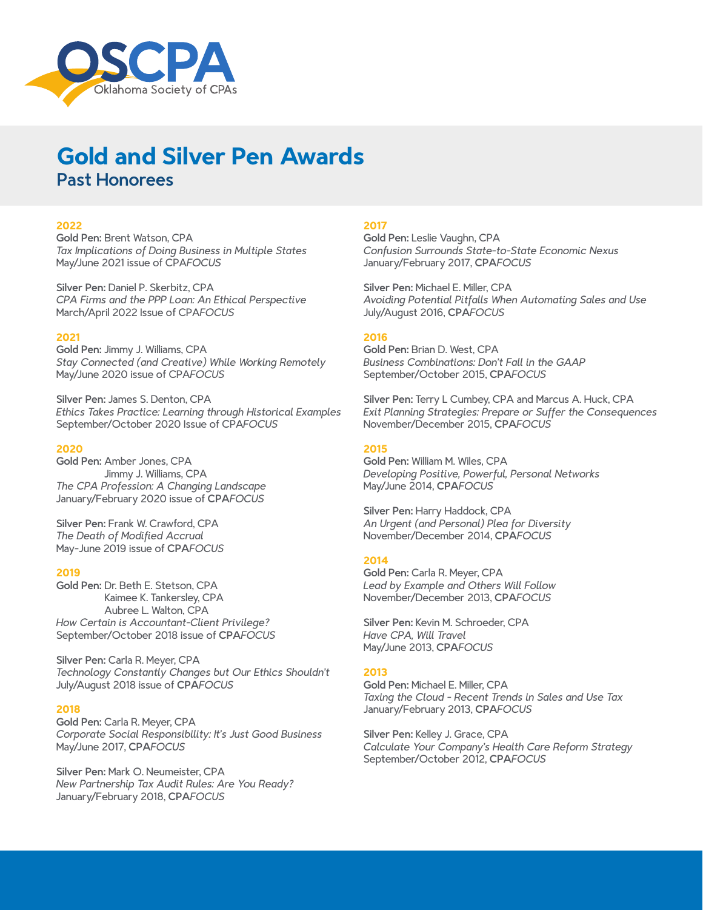OSCPA Oklahoma Society of CPAs

# Gold and Silver Pen Awards

## Past Honorees

### 2022

**Gold Pen:** Brent Watson, CPA
*Tax Implications of Doing Business in Multiple States*
May/June 2021 issue of CPA*FOCUS*

**Silver Pen:** Daniel P. Skerbitz, CPA
*CPA Firms and the PPP Loan: An Ethical Perspective*
March/April 2022 Issue of CPA*FOCUS*

### 2021

**Gold Pen:** Jimmy J. Williams, CPA
*Stay Connected (and Creative) While Working Remotely*
May/June 2020 issue of CPA*FOCUS*

**Silver Pen:** James S. Denton, CPA
*Ethics Takes Practice: Learning through Historical Examples*
September/October 2020 Issue of CPA*FOCUS*

### 2020

**Gold Pen:** Amber Jones, CPA
Jimmy J. Williams, CPA
*The CPA Profession: A Changing Landscape*
January/February 2020 issue of **CPA***FOCUS*

**Silver Pen:** Frank W. Crawford, CPA
*The Death of Modified Accrual*
May-June 2019 issue of **CPA***FOCUS*

### 2019

**Gold Pen:** Dr. Beth E. Stetson, CPA
Kaimee K. Tankersley, CPA
Aubree L. Walton, CPA
*How Certain is Accountant-Client Privilege?*
September/October 2018 issue of **CPA***FOCUS*

**Silver Pen:** Carla R. Meyer, CPA
*Technology Constantly Changes but Our Ethics Shouldn't*
July/August 2018 issue of **CPA***FOCUS*

### 2018

**Gold Pen:** Carla R. Meyer, CPA
*Corporate Social Responsibility: It's Just Good Business*
May/June 2017, **CPA***FOCUS*

**Silver Pen:** Mark O. Neumeister, CPA
*New Partnership Tax Audit Rules: Are You Ready?*
January/February 2018, **CPA***FOCUS*

### 2017

**Gold Pen:** Leslie Vaughn, CPA
*Confusion Surrounds State-to-State Economic Nexus*
January/February 2017, **CPA***FOCUS*

**Silver Pen:** Michael E. Miller, CPA
*Avoiding Potential Pitfalls When Automating Sales and Use*
July/August 2016, **CPA***FOCUS*

### 2016

**Gold Pen:** Brian D. West, CPA
*Business Combinations: Don't Fall in the GAAP*
September/October 2015, **CPA***FOCUS*

**Silver Pen:** Terry L Cumbey, CPA and Marcus A. Huck, CPA
*Exit Planning Strategies: Prepare or Suffer the Consequences*
November/December 2015, **CPA***FOCUS*

### 2015

**Gold Pen:** William M. Wiles, CPA
*Developing Positive, Powerful, Personal Networks*
May/June 2014, **CPA***FOCUS*

**Silver Pen:** Harry Haddock, CPA
*An Urgent (and Personal) Plea for Diversity*
November/December 2014, **CPA***FOCUS*

### 2014

**Gold Pen:** Carla R. Meyer, CPA
*Lead by Example and Others Will Follow*
November/December 2013, **CPA***FOCUS*

**Silver Pen:** Kevin M. Schroeder, CPA
*Have CPA, Will Travel*
May/June 2013, **CPA***FOCUS*

### 2013

**Gold Pen:** Michael E. Miller, CPA
*Taxing the Cloud - Recent Trends in Sales and Use Tax*
January/February 2013, **CPA***FOCUS*

**Silver Pen:** Kelley J. Grace, CPA
*Calculate Your Company's Health Care Reform Strategy*
September/October 2012, **CPA***FOCUS*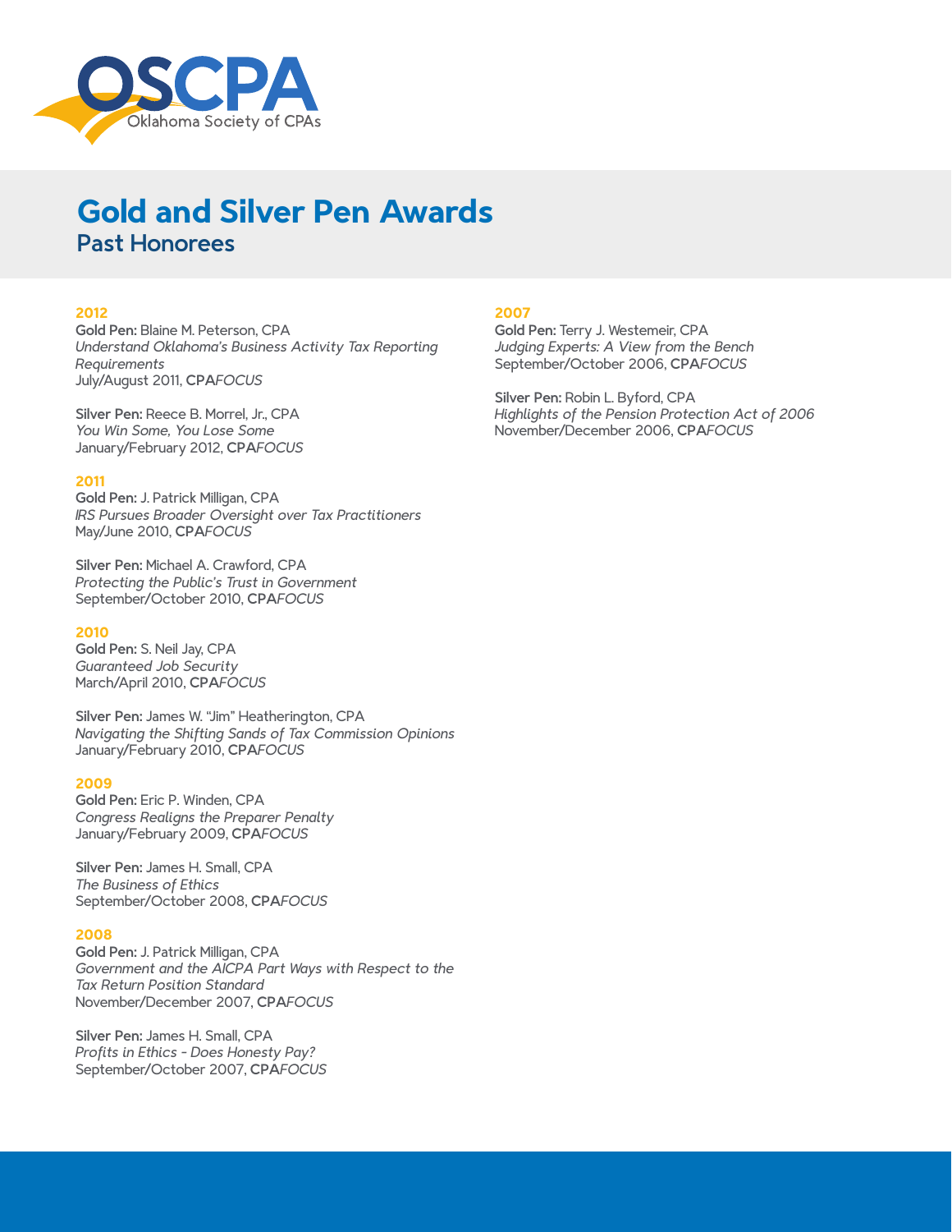OSCPA
Oklahoma Society of CPAs

# Gold and Silver Pen Awards

## Past Honorees

### 2012

**Gold Pen:** Blaine M. Peterson, CPA
*Understand Oklahoma's Business Activity Tax Reporting Requirements*
July/August 2011, **CPA***FOCUS*

**Silver Pen:** Reece B. Morrel, Jr., CPA
*You Win Some, You Lose Some*
January/February 2012, **CPA***FOCUS*

### 2011

**Gold Pen:** J. Patrick Milligan, CPA
*IRS Pursues Broader Oversight over Tax Practitioners*
May/June 2010, **CPA***FOCUS*

**Silver Pen:** Michael A. Crawford, CPA
*Protecting the Public's Trust in Government*
September/October 2010, **CPA***FOCUS*

### 2010

**Gold Pen:** S. Neil Jay, CPA
*Guaranteed Job Security*
March/April 2010, **CPA***FOCUS*

**Silver Pen:** James W. "Jim" Heatherington, CPA
*Navigating the Shifting Sands of Tax Commission Opinions*
January/February 2010, **CPA***FOCUS*

### 2009

**Gold Pen:** Eric P. Winden, CPA
*Congress Realigns the Preparer Penalty*
January/February 2009, **CPA***FOCUS*

**Silver Pen:** James H. Small, CPA
*The Business of Ethics*
September/October 2008, **CPA***FOCUS*

### 2008

**Gold Pen:** J. Patrick Milligan, CPA
*Government and the AICPA Part Ways with Respect to the Tax Return Position Standard*
November/December 2007, **CPA***FOCUS*

**Silver Pen:** James H. Small, CPA
*Profits in Ethics - Does Honesty Pay?*
September/October 2007, **CPA***FOCUS*

### 2007

**Gold Pen:** Terry J. Westemeir, CPA
*Judging Experts: A View from the Bench*
September/October 2006, **CPA***FOCUS*

**Silver Pen:** Robin L. Byford, CPA
*Highlights of the Pension Protection Act of 2006*
November/December 2006, **CPA***FOCUS*